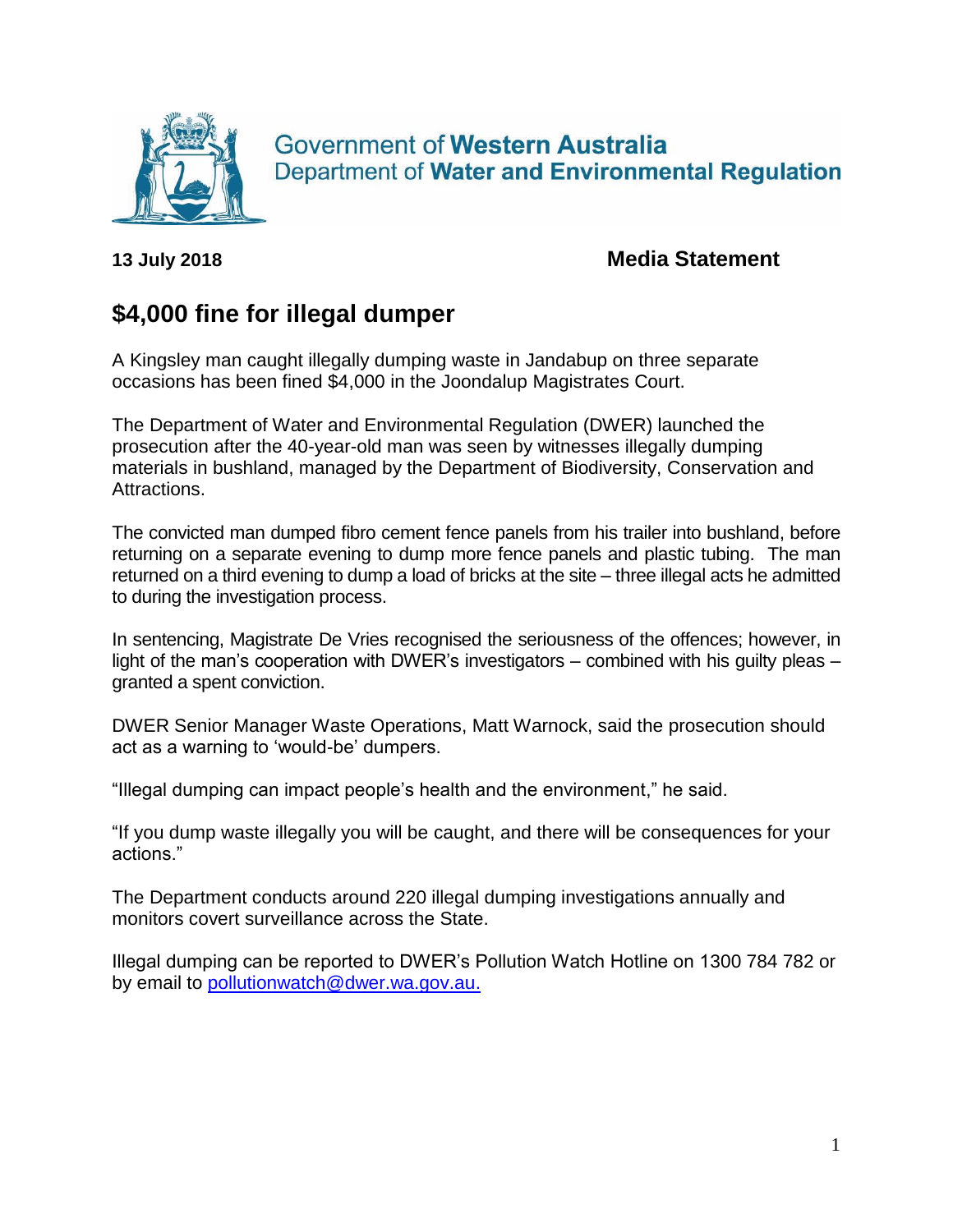Government of **Western Australia**
Department of **Water and Environmental Regulation**

**13 July 2018** **Media Statement**

# $4,000 fine for illegal dumper

A Kingsley man caught illegally dumping waste in Jandabup on three separate occasions has been fined $4,000 in the Joondalup Magistrates Court.

The Department of Water and Environmental Regulation (DWER) launched the prosecution after the 40-year-old man was seen by witnesses illegally dumping materials in bushland, managed by the Department of Biodiversity, Conservation and Attractions.

The convicted man dumped fibro cement fence panels from his trailer into bushland, before returning on a separate evening to dump more fence panels and plastic tubing. The man returned on a third evening to dump a load of bricks at the site – three illegal acts he admitted to during the investigation process.

In sentencing, Magistrate De Vries recognised the seriousness of the offences; however, in light of the man's cooperation with DWER's investigators – combined with his guilty pleas – granted a spent conviction.

DWER Senior Manager Waste Operations, Matt Warnock, said the prosecution should act as a warning to 'would-be' dumpers.

"Illegal dumping can impact people's health and the environment," he said.

"If you dump waste illegally you will be caught, and there will be consequences for your actions."

The Department conducts around 220 illegal dumping investigations annually and monitors covert surveillance across the State.

Illegal dumping can be reported to DWER's Pollution Watch Hotline on 1300 784 782 or by email to pollutionwatch@dwer.wa.gov.au.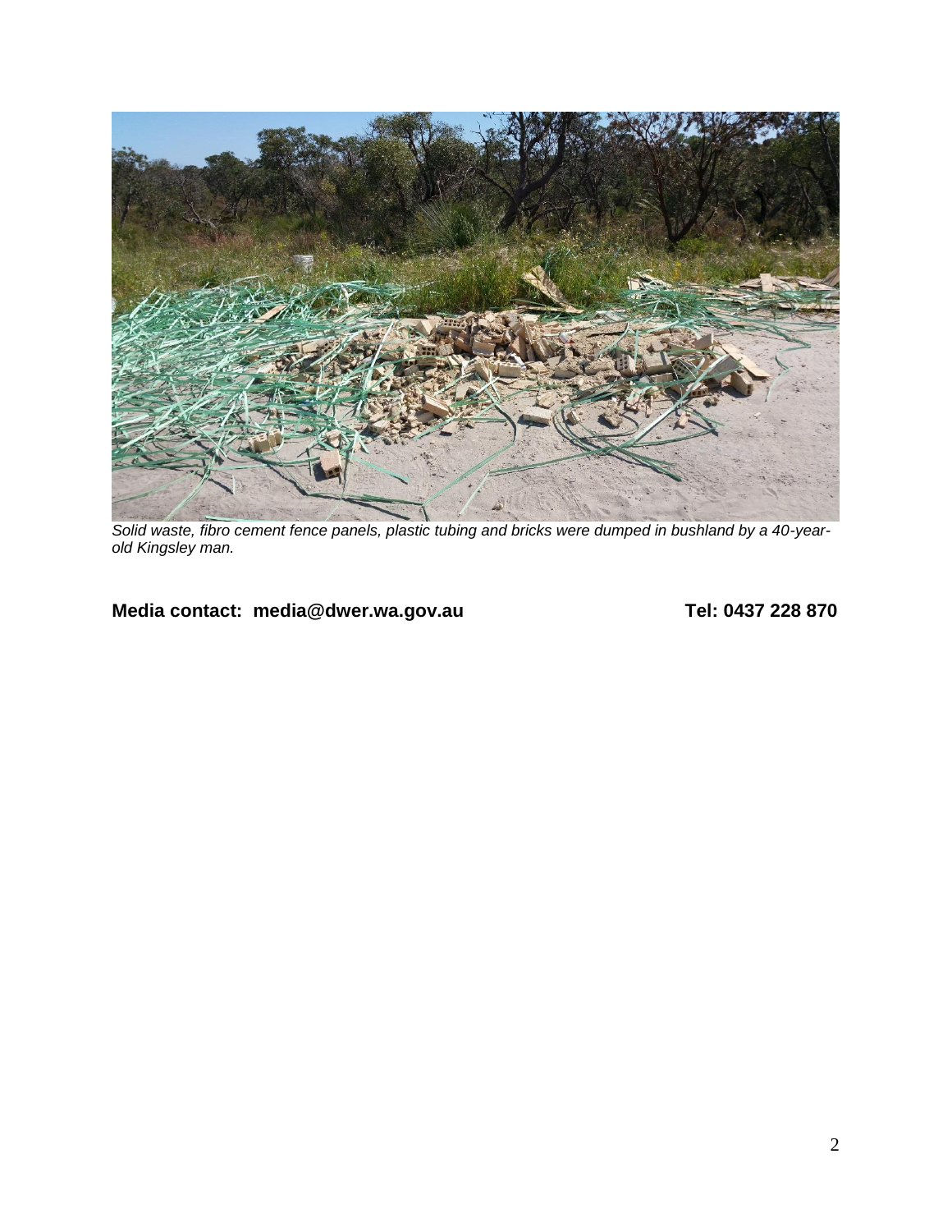*Solid waste, fibro cement fence panels, plastic tubing and bricks were dumped in bushland by a 40-year-old Kingsley man.*

**Media contact: media@dwer.wa.gov.au** **Tel: 0437 228 870**